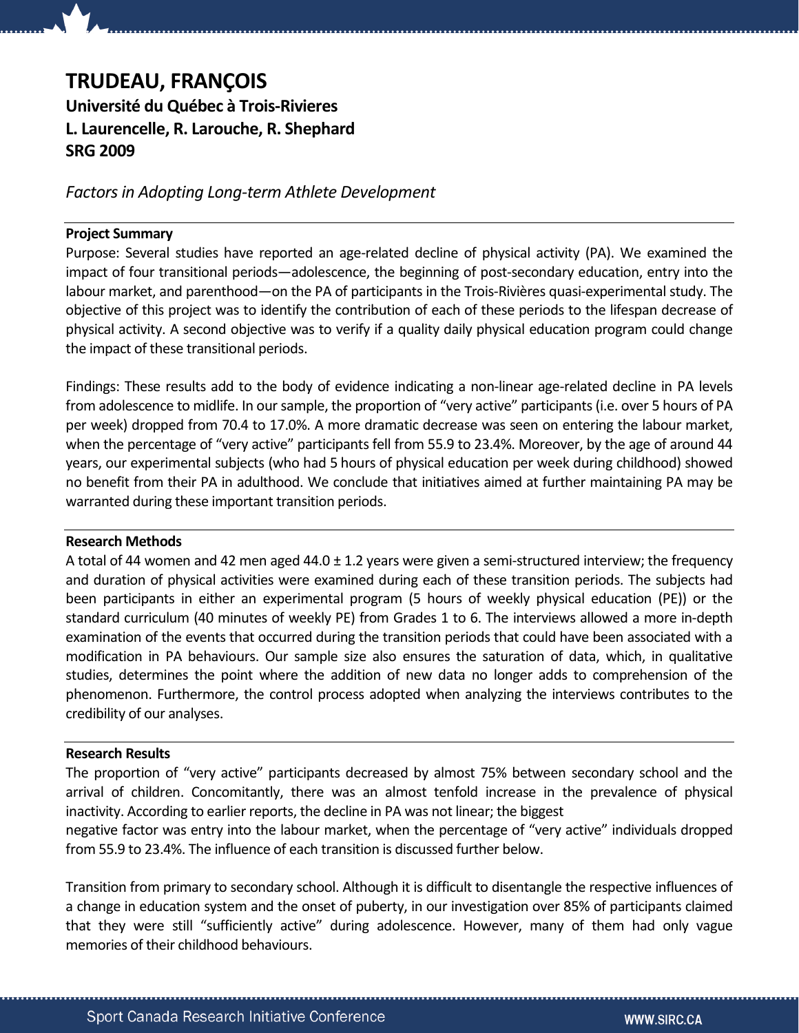# TRUDEAU, FRANÇOIS

**Université du Québec à Trois-Rivieres**
**L. Laurencelle, R. Larouche, R. Shephard**
**SRG 2009**

*Factors in Adopting Long-term Athlete Development*

## Project Summary

Purpose: Several studies have reported an age-related decline of physical activity (PA). We examined the impact of four transitional periods—adolescence, the beginning of post-secondary education, entry into the labour market, and parenthood—on the PA of participants in the Trois-Rivières quasi-experimental study. The objective of this project was to identify the contribution of each of these periods to the lifespan decrease of physical activity. A second objective was to verify if a quality daily physical education program could change the impact of these transitional periods.

Findings: These results add to the body of evidence indicating a non-linear age-related decline in PA levels from adolescence to midlife. In our sample, the proportion of "very active" participants (i.e. over 5 hours of PA per week) dropped from 70.4 to 17.0%. A more dramatic decrease was seen on entering the labour market, when the percentage of "very active" participants fell from 55.9 to 23.4%. Moreover, by the age of around 44 years, our experimental subjects (who had 5 hours of physical education per week during childhood) showed no benefit from their PA in adulthood. We conclude that initiatives aimed at further maintaining PA may be warranted during these important transition periods.

## Research Methods

A total of 44 women and 42 men aged 44.0 ± 1.2 years were given a semi-structured interview; the frequency and duration of physical activities were examined during each of these transition periods. The subjects had been participants in either an experimental program (5 hours of weekly physical education (PE)) or the standard curriculum (40 minutes of weekly PE) from Grades 1 to 6. The interviews allowed a more in-depth examination of the events that occurred during the transition periods that could have been associated with a modification in PA behaviours. Our sample size also ensures the saturation of data, which, in qualitative studies, determines the point where the addition of new data no longer adds to comprehension of the phenomenon. Furthermore, the control process adopted when analyzing the interviews contributes to the credibility of our analyses.

## Research Results

The proportion of "very active" participants decreased by almost 75% between secondary school and the arrival of children. Concomitantly, there was an almost tenfold increase in the prevalence of physical inactivity. According to earlier reports, the decline in PA was not linear; the biggest negative factor was entry into the labour market, when the percentage of "very active" individuals dropped from 55.9 to 23.4%. The influence of each transition is discussed further below.

Transition from primary to secondary school. Although it is difficult to disentangle the respective influences of a change in education system and the onset of puberty, in our investigation over 85% of participants claimed that they were still "sufficiently active" during adolescence. However, many of them had only vague memories of their childhood behaviours.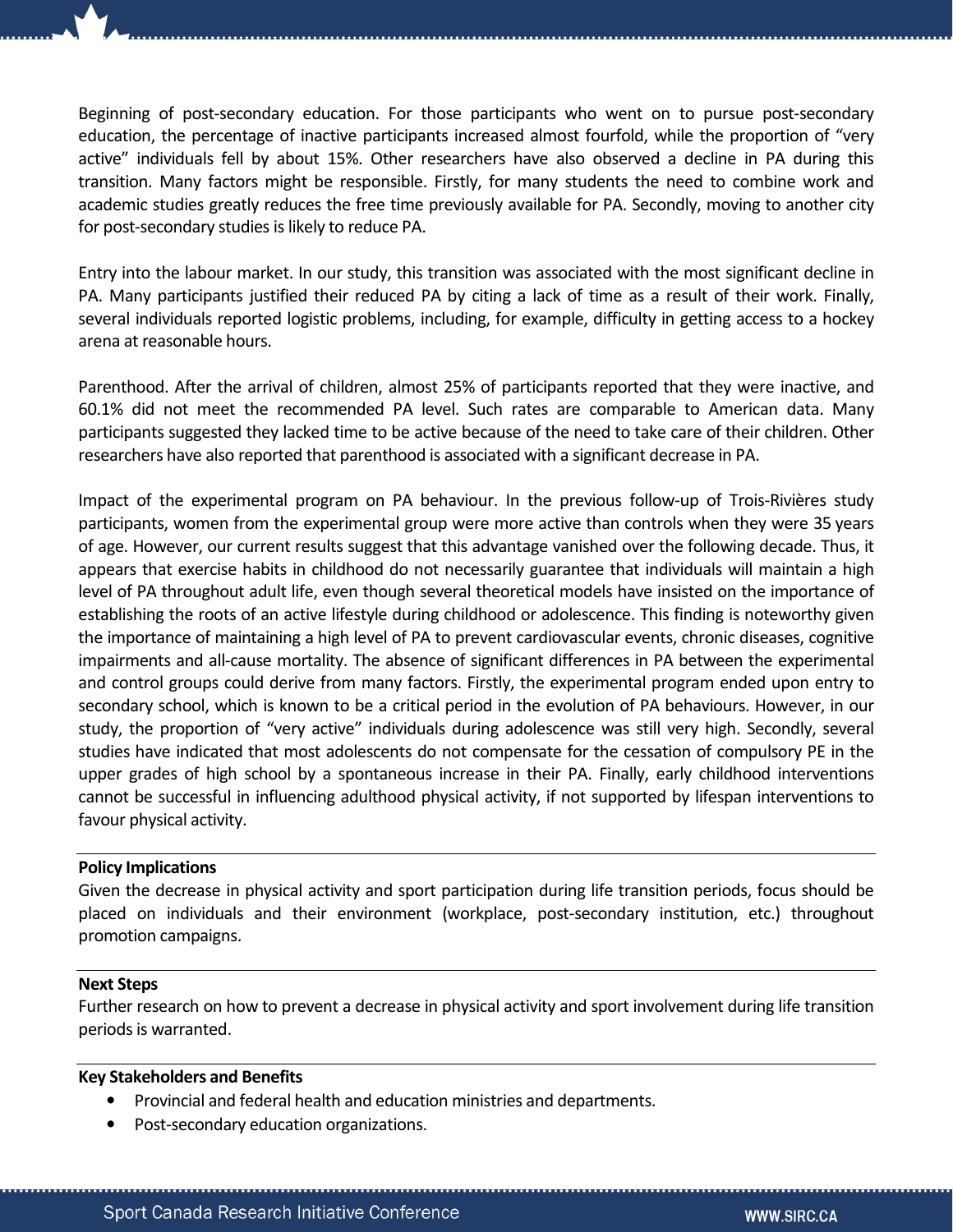Beginning of post-secondary education. For those participants who went on to pursue post-secondary education, the percentage of inactive participants increased almost fourfold, while the proportion of "very active" individuals fell by about 15%. Other researchers have also observed a decline in PA during this transition. Many factors might be responsible. Firstly, for many students the need to combine work and academic studies greatly reduces the free time previously available for PA. Secondly, moving to another city for post-secondary studies is likely to reduce PA.

Entry into the labour market. In our study, this transition was associated with the most significant decline in PA. Many participants justified their reduced PA by citing a lack of time as a result of their work. Finally, several individuals reported logistic problems, including, for example, difficulty in getting access to a hockey arena at reasonable hours.

Parenthood. After the arrival of children, almost 25% of participants reported that they were inactive, and 60.1% did not meet the recommended PA level. Such rates are comparable to American data. Many participants suggested they lacked time to be active because of the need to take care of their children. Other researchers have also reported that parenthood is associated with a significant decrease in PA.

Impact of the experimental program on PA behaviour. In the previous follow-up of Trois-Rivières study participants, women from the experimental group were more active than controls when they were 35 years of age. However, our current results suggest that this advantage vanished over the following decade. Thus, it appears that exercise habits in childhood do not necessarily guarantee that individuals will maintain a high level of PA throughout adult life, even though several theoretical models have insisted on the importance of establishing the roots of an active lifestyle during childhood or adolescence. This finding is noteworthy given the importance of maintaining a high level of PA to prevent cardiovascular events, chronic diseases, cognitive impairments and all-cause mortality. The absence of significant differences in PA between the experimental and control groups could derive from many factors. Firstly, the experimental program ended upon entry to secondary school, which is known to be a critical period in the evolution of PA behaviours. However, in our study, the proportion of "very active" individuals during adolescence was still very high. Secondly, several studies have indicated that most adolescents do not compensate for the cessation of compulsory PE in the upper grades of high school by a spontaneous increase in their PA. Finally, early childhood interventions cannot be successful in influencing adulthood physical activity, if not supported by lifespan interventions to favour physical activity.

**Policy Implications**

Given the decrease in physical activity and sport participation during life transition periods, focus should be placed on individuals and their environment (workplace, post-secondary institution, etc.) throughout promotion campaigns.

**Next Steps**

Further research on how to prevent a decrease in physical activity and sport involvement during life transition periods is warranted.

**Key Stakeholders and Benefits**

- Provincial and federal health and education ministries and departments.
- Post-secondary education organizations.